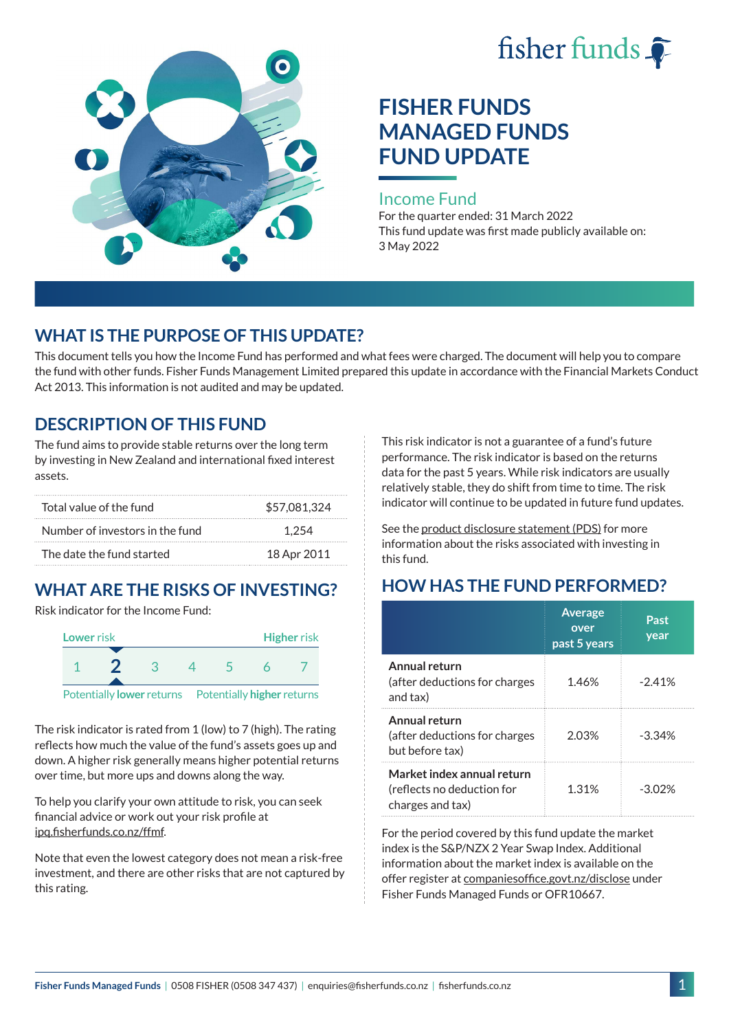fisher funds

# FISHER FUNDS MANAGED FUNDS FUND UPDATE

## Income Fund

For the quarter ended: 31 March 2022

This fund update was first made publicly available on: 3 May 2022

## WHAT IS THE PURPOSE OF THIS UPDATE?

This document tells you how the Income Fund has performed and what fees were charged. The document will help you to compare the fund with other funds. Fisher Funds Management Limited prepared this update in accordance with the Financial Markets Conduct Act 2013. This information is not audited and may be updated.

## DESCRIPTION OF THIS FUND

The fund aims to provide stable returns over the long term by investing in New Zealand and international fixed interest assets.

| | |
|---|---|
| Total value of the fund | $57,081,324 |
| Number of investors in the fund | 1,254 |
| The date the fund started | 18 Apr 2011 |

## WHAT ARE THE RISKS OF INVESTING?

Risk indicator for the Income Fund:

| Lower risk | | | | | | Higher risk |
|---|---|---|---|---|---|---|
| 1 | **2** | 3 | 4 | 5 | 6 | 7 |
| Potentially **lower** returns | | | | | | Potentially **higher** returns |

The risk indicator is rated from 1 (low) to 7 (high). The rating reflects how much the value of the fund's assets goes up and down. A higher risk generally means higher potential returns over time, but more ups and downs along the way.

To help you clarify your own attitude to risk, you can seek financial advice or work out your risk profile at ipq.fisherfunds.co.nz/ffmf.

Note that even the lowest category does not mean a risk-free investment, and there are other risks that are not captured by this rating.

This risk indicator is not a guarantee of a fund's future performance. The risk indicator is based on the returns data for the past 5 years. While risk indicators are usually relatively stable, they do shift from time to time. The risk indicator will continue to be updated in future fund updates.

See the product disclosure statement (PDS) for more information about the risks associated with investing in this fund.

## HOW HAS THE FUND PERFORMED?

| | Average over past 5 years | Past year |
|---|---|---|
| **Annual return** (after deductions for charges and tax) | 1.46% | -2.41% |
| **Annual return** (after deductions for charges but before tax) | 2.03% | -3.34% |
| **Market index annual return** (reflects no deduction for charges and tax) | 1.31% | -3.02% |

For the period covered by this fund update the market index is the S&P/NZX 2 Year Swap Index. Additional information about the market index is available on the offer register at companiesoffice.govt.nz/disclose under Fisher Funds Managed Funds or OFR10667.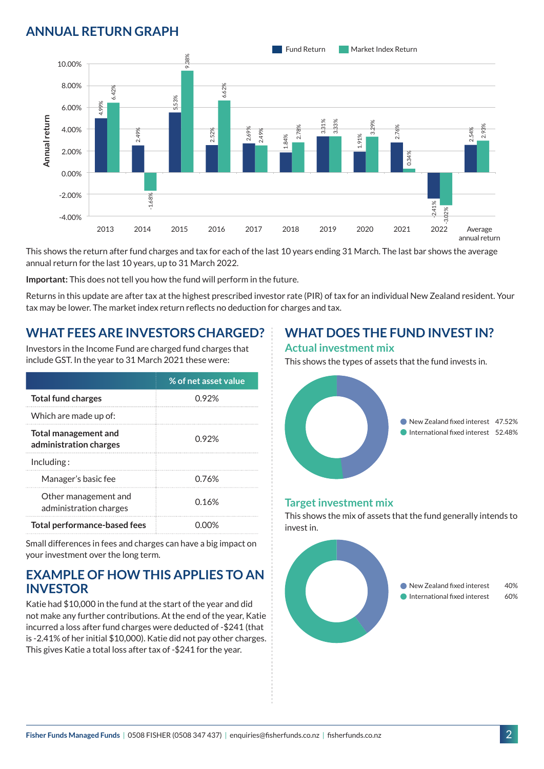## ANNUAL RETURN GRAPH

| Year | Fund Return | Market Index Return |
|---|---|---|
| 2013 | 4.99% | 6.42% |
| 2014 | 2.49% | -1.68% |
| 2015 | 5.53% | 9.38% |
| 2016 | 2.52% | 6.62% |
| 2017 | 2.69% | 2.49% |
| 2018 | 1.84% | 2.78% |
| 2019 | 3.31% | 3.33% |
| 2020 | 1.91% | 3.29% |
| 2021 | 2.76% | 0.34% |
| 2022 | -2.41% | -3.02% |
| Average annual return | 2.54% | 2.93% |

This shows the return after fund charges and tax for each of the last 10 years ending 31 March. The last bar shows the average annual return for the last 10 years, up to 31 March 2022.

**Important:** This does not tell you how the fund will perform in the future.

Returns in this update are after tax at the highest prescribed investor rate (PIR) of tax for an individual New Zealand resident. Your tax may be lower. The market index return reflects no deduction for charges and tax.

## WHAT FEES ARE INVESTORS CHARGED?

Investors in the Income Fund are charged fund charges that include GST. In the year to 31 March 2021 these were:

| | % of net asset value |
|---|---|
| **Total fund charges** | 0.92% |
| Which are made up of: | |
| **Total management and administration charges** | 0.92% |
| Including : | |
| Manager's basic fee | 0.76% |
| Other management and administration charges | 0.16% |
| **Total performance-based fees** | 0.00% |

Small differences in fees and charges can have a big impact on your investment over the long term.

## EXAMPLE OF HOW THIS APPLIES TO AN INVESTOR

Katie had $10,000 in the fund at the start of the year and did not make any further contributions. At the end of the year, Katie incurred a loss after fund charges were deducted of -$241 (that is -2.41% of her initial $10,000). Katie did not pay other charges. This gives Katie a total loss after tax of -$241 for the year.

## WHAT DOES THE FUND INVEST IN?

### Actual investment mix

This shows the types of assets that the fund invests in.

| Asset | % |
|---|---|
| New Zealand fixed interest | 47.52% |
| International fixed interest | 52.48% |

### Target investment mix

This shows the mix of assets that the fund generally intends to invest in.

| Asset | % |
|---|---|
| New Zealand fixed interest | 40% |
| International fixed interest | 60% |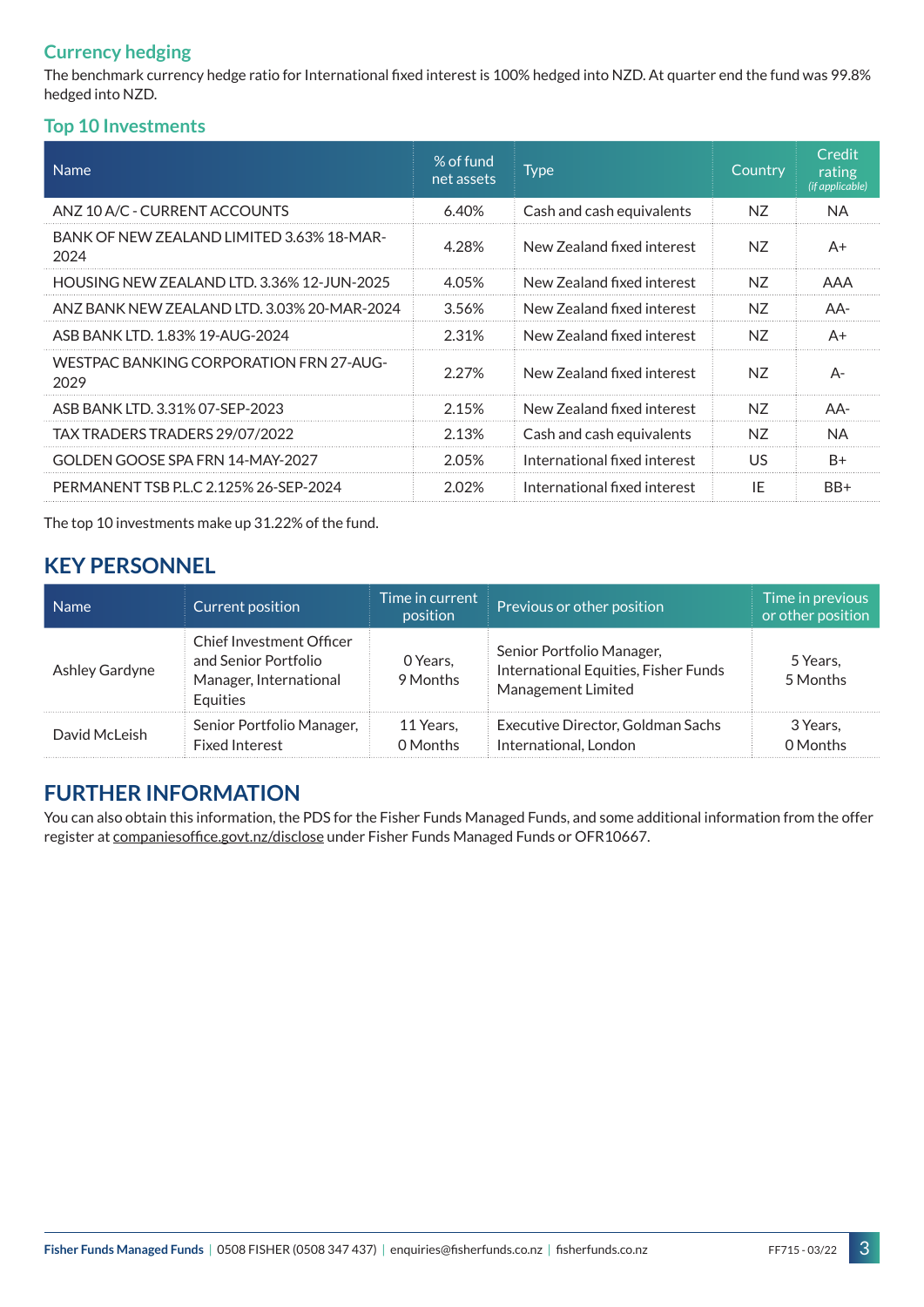## Currency hedging

The benchmark currency hedge ratio for International fixed interest is 100% hedged into NZD. At quarter end the fund was 99.8% hedged into NZD.

## Top 10 Investments

| Name | % of fund net assets | Type | Country | Credit rating *(if applicable)* |
|---|---|---|---|---|
| ANZ 10 A/C - CURRENT ACCOUNTS | 6.40% | Cash and cash equivalents | NZ | NA |
| BANK OF NEW ZEALAND LIMITED 3.63% 18-MAR-2024 | 4.28% | New Zealand fixed interest | NZ | A+ |
| HOUSING NEW ZEALAND LTD. 3.36% 12-JUN-2025 | 4.05% | New Zealand fixed interest | NZ | AAA |
| ANZ BANK NEW ZEALAND LTD. 3.03% 20-MAR-2024 | 3.56% | New Zealand fixed interest | NZ | AA- |
| ASB BANK LTD. 1.83% 19-AUG-2024 | 2.31% | New Zealand fixed interest | NZ | A+ |
| WESTPAC BANKING CORPORATION FRN 27-AUG-2029 | 2.27% | New Zealand fixed interest | NZ | A- |
| ASB BANK LTD. 3.31% 07-SEP-2023 | 2.15% | New Zealand fixed interest | NZ | AA- |
| TAX TRADERS TRADERS 29/07/2022 | 2.13% | Cash and cash equivalents | NZ | NA |
| GOLDEN GOOSE SPA FRN 14-MAY-2027 | 2.05% | International fixed interest | US | B+ |
| PERMANENT TSB P.L.C 2.125% 26-SEP-2024 | 2.02% | International fixed interest | IE | BB+ |

The top 10 investments make up 31.22% of the fund.

# KEY PERSONNEL

| Name | Current position | Time in current position | Previous or other position | Time in previous or other position |
|---|---|---|---|---|
| Ashley Gardyne | Chief Investment Officer and Senior Portfolio Manager, International Equities | 0 Years, 9 Months | Senior Portfolio Manager, International Equities, Fisher Funds Management Limited | 5 Years, 5 Months |
| David McLeish | Senior Portfolio Manager, Fixed Interest | 11 Years, 0 Months | Executive Director, Goldman Sachs International, London | 3 Years, 0 Months |

# FURTHER INFORMATION

You can also obtain this information, the PDS for the Fisher Funds Managed Funds, and some additional information from the offer register at companiesoffice.govt.nz/disclose under Fisher Funds Managed Funds or OFR10667.